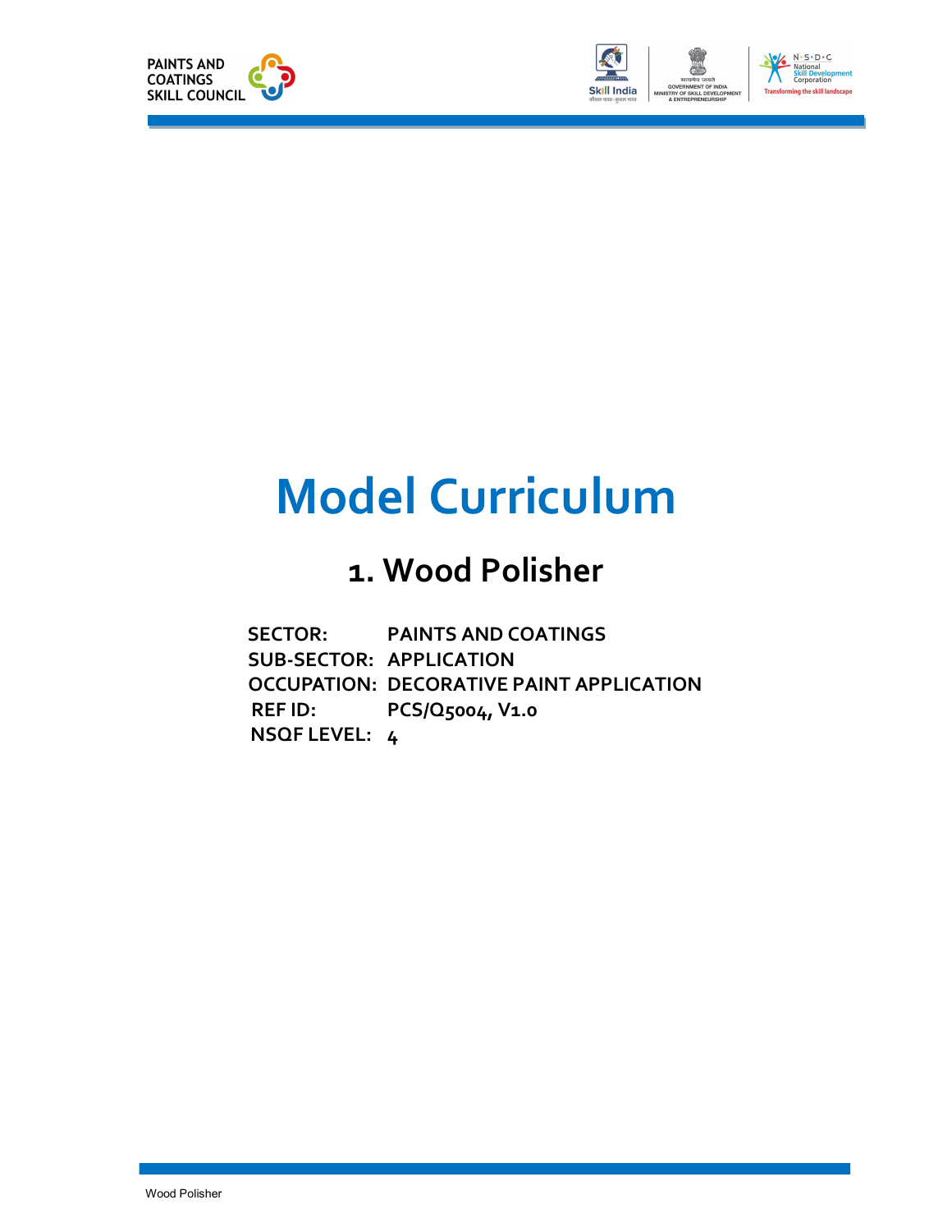# Model Curriculum

## 1. Wood Polisher

| | |
|---|---|
| **SECTOR:** | **PAINTS AND COATINGS** |
| **SUB-SECTOR:** | **APPLICATION** |
| **OCCUPATION:** | **DECORATIVE PAINT APPLICATION** |
| **REF ID:** | **PCS/Q5004, V1.0** |
| **NSQF LEVEL:** | **4** |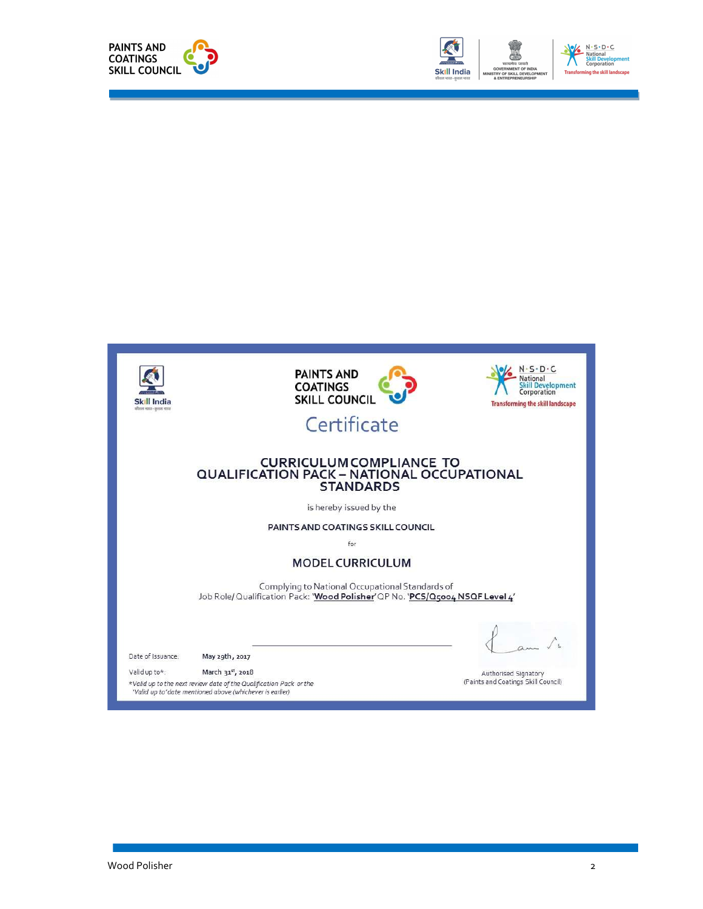PAINTS AND COATINGS SKILL COUNCIL

# Certificate

## CURRICULUM COMPLIANCE TO QUALIFICATION PACK – NATIONAL OCCUPATIONAL STANDARDS

is hereby issued by the

**PAINTS AND COATINGS SKILL COUNCIL**

for

## MODEL CURRICULUM

Complying to National Occupational Standards of
Job Role/ Qualification Pack: '**Wood Polisher**' QP No. '**PCS/Q5004 NSQF Level 4**'

Date of Issuance: **May 29th, 2017**

Valid up to*: **March 31st, 2018**

*Valid up to the next review date of the Qualification Pack or the 'Valid up to' date mentioned above (whichever is earlier)*

Authorised Signatory
(Paints and Coatings Skill Council)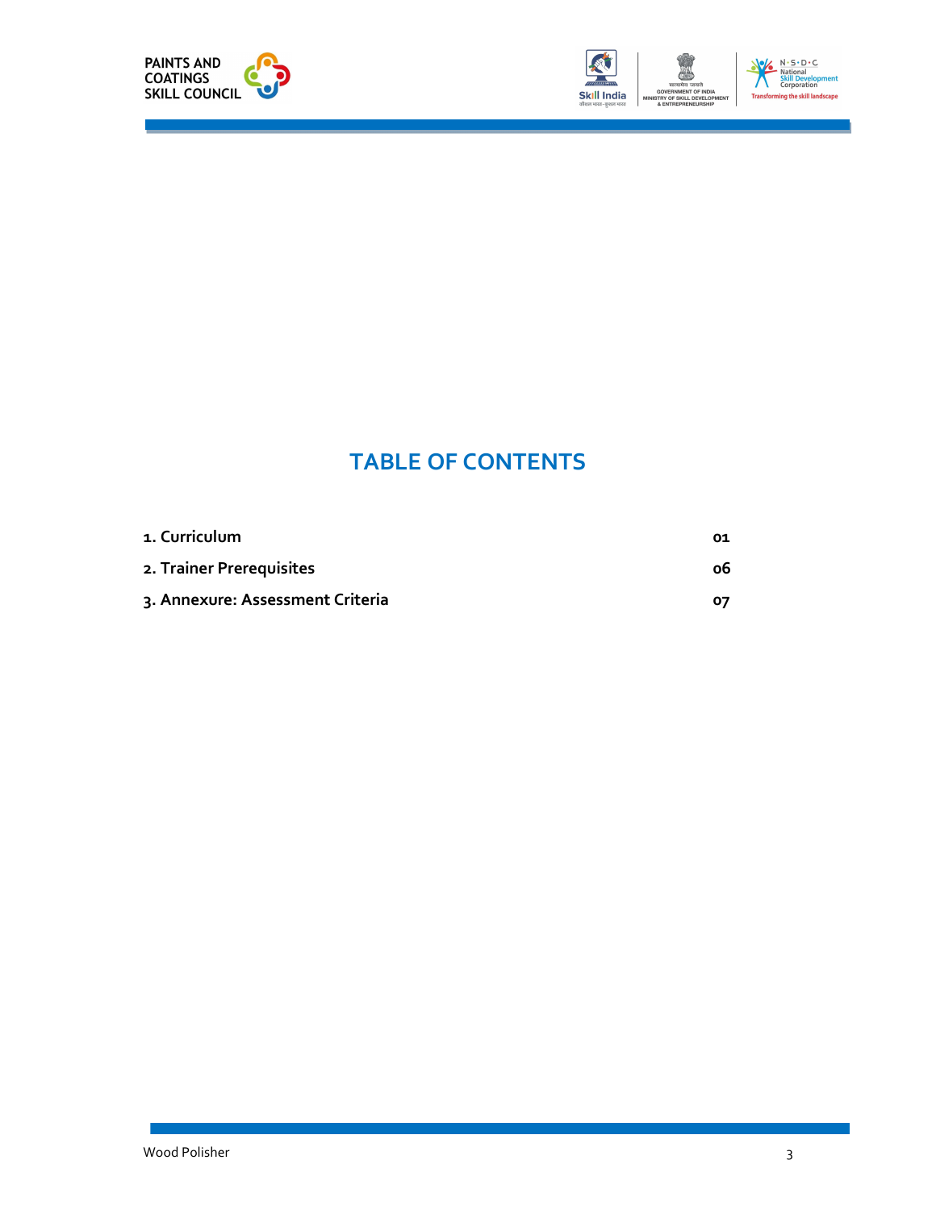# TABLE OF CONTENTS

| | |
|---|---|
| **1. Curriculum** | **01** |
| **2. Trainer Prerequisites** | **06** |
| **3. Annexure: Assessment Criteria** | **07** |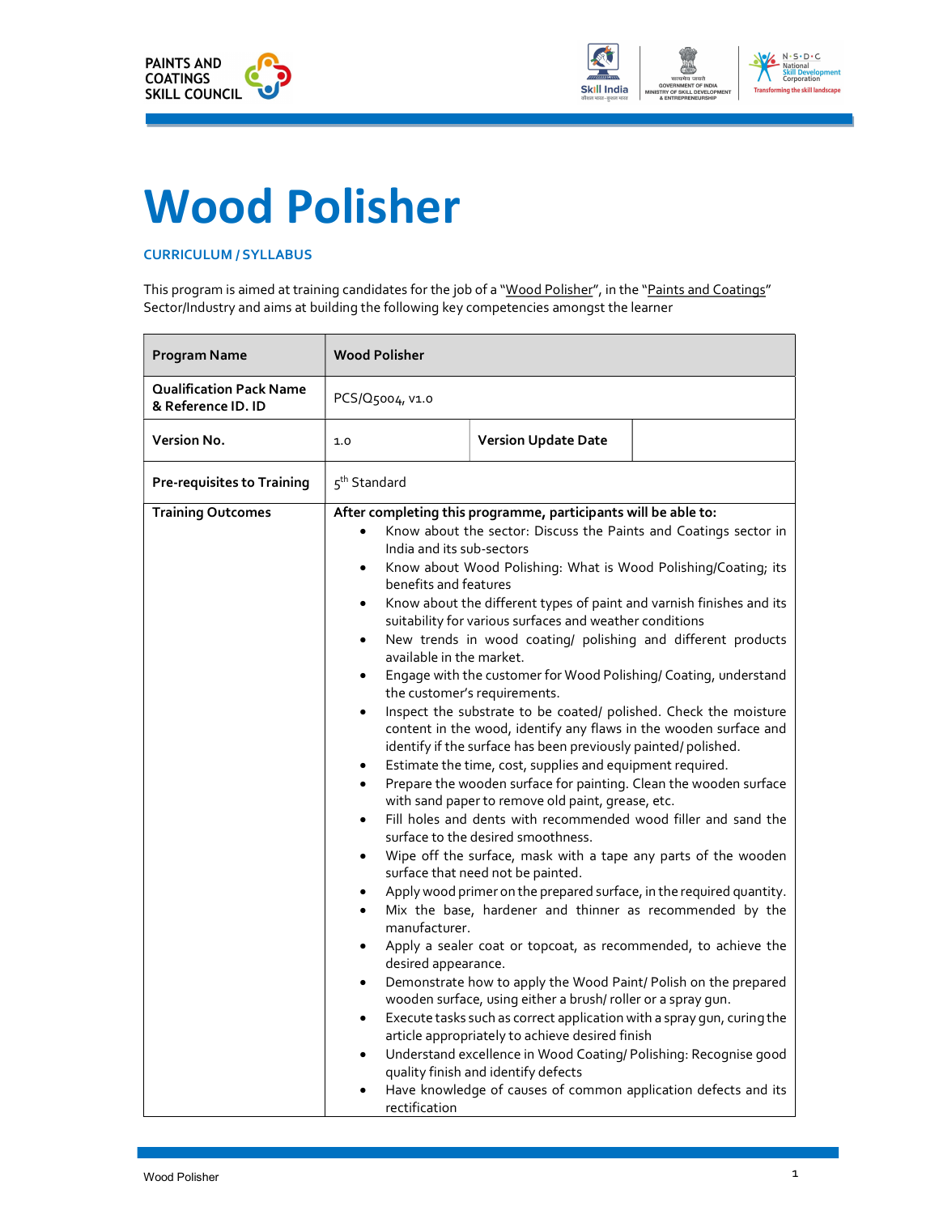# Wood Polisher

**CURRICULUM / SYLLABUS**

This program is aimed at training candidates for the job of a "Wood Polisher", in the "Paints and Coatings" Sector/Industry and aims at building the following key competencies amongst the learner

| **Program Name** | **Wood Polisher** | | |
|---|---|---|---|
| **Qualification Pack Name & Reference ID. ID** | PCS/Q5004, v1.0 | | |
| **Version No.** | 1.0 | **Version Update Date** | |
| **Pre-requisites to Training** | 5th Standard | | |
| **Training Outcomes** | **After completing this programme, participants will be able to:**<br>• Know about the sector: Discuss the Paints and Coatings sector in India and its sub-sectors<br>• Know about Wood Polishing: What is Wood Polishing/Coating; its benefits and features<br>• Know about the different types of paint and varnish finishes and its suitability for various surfaces and weather conditions<br>• New trends in wood coating/ polishing and different products available in the market.<br>• Engage with the customer for Wood Polishing/ Coating, understand the customer's requirements.<br>• Inspect the substrate to be coated/ polished. Check the moisture content in the wood, identify any flaws in the wooden surface and identify if the surface has been previously painted/ polished.<br>• Estimate the time, cost, supplies and equipment required.<br>• Prepare the wooden surface for painting. Clean the wooden surface with sand paper to remove old paint, grease, etc.<br>• Fill holes and dents with recommended wood filler and sand the surface to the desired smoothness.<br>• Wipe off the surface, mask with a tape any parts of the wooden surface that need not be painted.<br>• Apply wood primer on the prepared surface, in the required quantity.<br>• Mix the base, hardener and thinner as recommended by the manufacturer.<br>• Apply a sealer coat or topcoat, as recommended, to achieve the desired appearance.<br>• Demonstrate how to apply the Wood Paint/ Polish on the prepared wooden surface, using either a brush/ roller or a spray gun.<br>• Execute tasks such as correct application with a spray gun, curing the article appropriately to achieve desired finish<br>• Understand excellence in Wood Coating/ Polishing: Recognise good quality finish and identify defects<br>• Have knowledge of causes of common application defects and its rectification | | |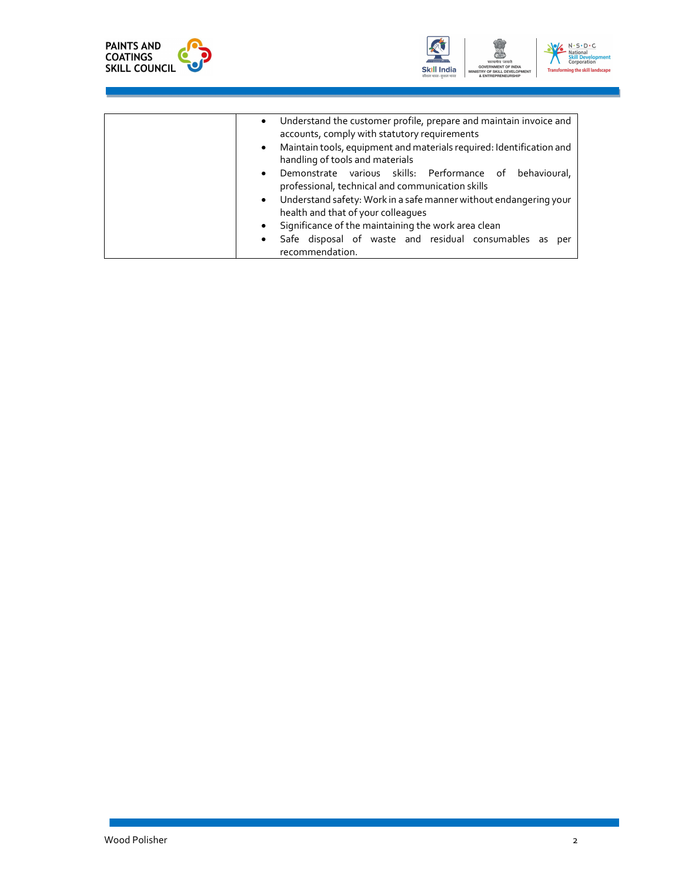| | |
|---|---|
| | • Understand the customer profile, prepare and maintain invoice and accounts, comply with statutory requirements<br>• Maintain tools, equipment and materials required: Identification and handling of tools and materials<br>• Demonstrate various skills: Performance of behavioural, professional, technical and communication skills<br>• Understand safety: Work in a safe manner without endangering your health and that of your colleagues<br>• Significance of the maintaining the work area clean<br>• Safe disposal of waste and residual consumables as per recommendation. |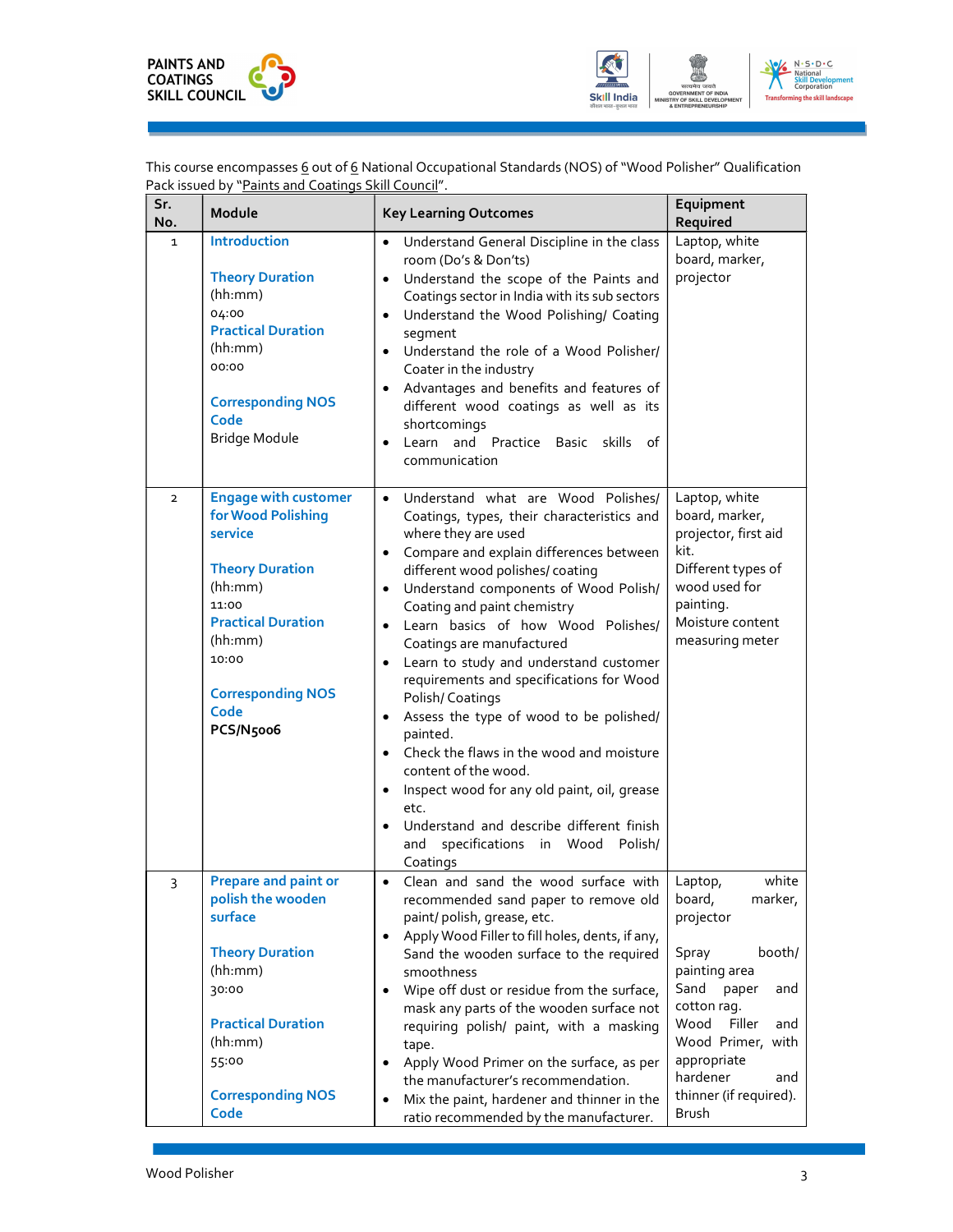This course encompasses 6 out of 6 National Occupational Standards (NOS) of "Wood Polisher" Qualification Pack issued by "Paints and Coatings Skill Council".

| Sr. No. | Module | Key Learning Outcomes | Equipment Required |
|---|---|---|---|
| 1 | **Introduction**<br><br>**Theory Duration** (hh:mm) 04:00<br>**Practical Duration** (hh:mm) 00:00<br><br>**Corresponding NOS Code**<br>Bridge Module | • Understand General Discipline in the class room (Do's & Don'ts)<br>• Understand the scope of the Paints and Coatings sector in India with its sub sectors<br>• Understand the Wood Polishing/ Coating segment<br>• Understand the role of a Wood Polisher/ Coater in the industry<br>• Advantages and benefits and features of different wood coatings as well as its shortcomings<br>• Learn and Practice Basic skills of communication | Laptop, white board, marker, projector |
| 2 | **Engage with customer for Wood Polishing service**<br><br>**Theory Duration** (hh:mm) 11:00<br>**Practical Duration** (hh:mm) 10:00<br><br>**Corresponding NOS Code**<br>**PCS/N5006** | • Understand what are Wood Polishes/ Coatings, types, their characteristics and where they are used<br>• Compare and explain differences between different wood polishes/ coating<br>• Understand components of Wood Polish/ Coating and paint chemistry<br>• Learn basics of how Wood Polishes/ Coatings are manufactured<br>• Learn to study and understand customer requirements and specifications for Wood Polish/ Coatings<br>• Assess the type of wood to be polished/ painted.<br>• Check the flaws in the wood and moisture content of the wood.<br>• Inspect wood for any old paint, oil, grease etc.<br>• Understand and describe different finish and specifications in Wood Polish/ Coatings | Laptop, white board, marker, projector, first aid kit.<br>Different types of wood used for painting.<br>Moisture content measuring meter |
| 3 | **Prepare and paint or polish the wooden surface**<br><br>**Theory Duration** (hh:mm) 30:00<br><br>**Practical Duration** (hh:mm) 55:00<br><br>**Corresponding NOS Code** | • Clean and sand the wood surface with recommended sand paper to remove old paint/ polish, grease, etc.<br>• Apply Wood Filler to fill holes, dents, if any, Sand the wooden surface to the required smoothness<br>• Wipe off dust or residue from the surface, mask any parts of the wooden surface not requiring polish/ paint, with a masking tape.<br>• Apply Wood Primer on the surface, as per the manufacturer's recommendation.<br>• Mix the paint, hardener and thinner in the ratio recommended by the manufacturer. | Laptop, white board, marker, projector<br><br>Spray booth/ painting area<br>Sand paper and cotton rag.<br>Wood Filler and Wood Primer, with appropriate hardener and thinner (if required).<br>Brush |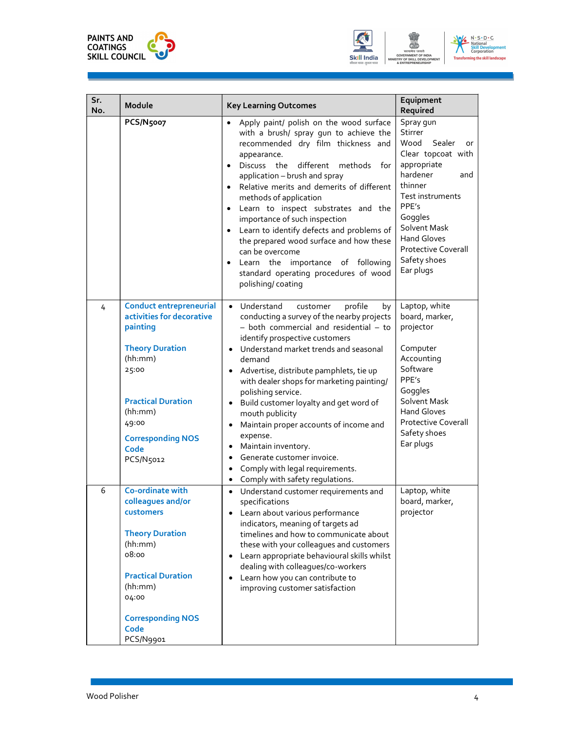| Sr. No. | Module | Key Learning Outcomes | Equipment Required |
|---|---|---|---|
| | **PCS/N5007** | • Apply paint/ polish on the wood surface with a brush/ spray gun to achieve the recommended dry film thickness and appearance.<br>• Discuss the different methods for application – brush and spray<br>• Relative merits and demerits of different methods of application<br>• Learn to inspect substrates and the importance of such inspection<br>• Learn to identify defects and problems of the prepared wood surface and how these can be overcome<br>• Learn the importance of following standard operating procedures of wood polishing/ coating | Spray gun<br>Stirrer<br>Wood Sealer or Clear topcoat with appropriate hardener and thinner<br>Test instruments<br>PPE's<br>Goggles<br>Solvent Mask<br>Hand Gloves<br>Protective Coverall<br>Safety shoes<br>Ear plugs |
| 4 | **Conduct entrepreneurial activities for decorative painting**<br><br>**Theory Duration** (hh:mm)<br>25:00<br><br>**Practical Duration** (hh:mm)<br>49:00<br><br>**Corresponding NOS Code**<br>PCS/N5012 | • Understand customer profile by conducting a survey of the nearby projects – both commercial and residential – to identify prospective customers<br>• Understand market trends and seasonal demand<br>• Advertise, distribute pamphlets, tie up with dealer shops for marketing painting/ polishing service.<br>• Build customer loyalty and get word of mouth publicity<br>• Maintain proper accounts of income and expense.<br>• Maintain inventory.<br>• Generate customer invoice.<br>• Comply with legal requirements.<br>• Comply with safety regulations. | Laptop, white board, marker, projector<br><br>Computer Accounting Software<br>PPE's<br>Goggles<br>Solvent Mask<br>Hand Gloves<br>Protective Coverall<br>Safety shoes<br>Ear plugs |
| 6 | **Co-ordinate with colleagues and/or customers**<br><br>**Theory Duration** (hh:mm)<br>08:00<br><br>**Practical Duration** (hh:mm)<br>04:00<br><br>**Corresponding NOS Code**<br>PCS/N9901 | • Understand customer requirements and specifications<br>• Learn about various performance indicators, meaning of targets ad timelines and how to communicate about these with your colleagues and customers<br>• Learn appropriate behavioural skills whilst dealing with colleagues/co-workers<br>• Learn how you can contribute to improving customer satisfaction | Laptop, white board, marker, projector |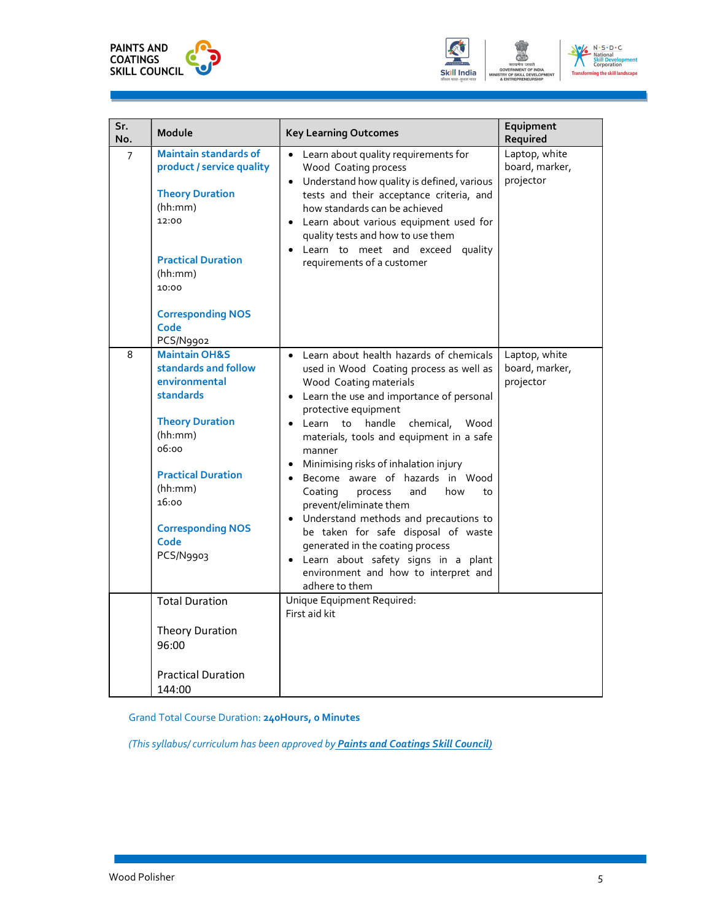| Sr. No. | Module | Key Learning Outcomes | Equipment Required |
|---|---|---|---|
| 7 | **Maintain standards of product / service quality**<br><br>**Theory Duration**<br>(hh:mm)<br>12:00<br><br>**Practical Duration**<br>(hh:mm)<br>10:00<br><br>**Corresponding NOS Code**<br>PCS/N9902 | • Learn about quality requirements for Wood Coating process<br>• Understand how quality is defined, various tests and their acceptance criteria, and how standards can be achieved<br>• Learn about various equipment used for quality tests and how to use them<br>• Learn to meet and exceed quality requirements of a customer | Laptop, white board, marker, projector |
| 8 | **Maintain OH&S standards and follow environmental standards**<br><br>**Theory Duration**<br>(hh:mm)<br>06:00<br><br>**Practical Duration**<br>(hh:mm)<br>16:00<br><br>**Corresponding NOS Code**<br>PCS/N9903 | • Learn about health hazards of chemicals used in Wood Coating process as well as Wood Coating materials<br>• Learn the use and importance of personal protective equipment<br>• Learn to handle chemical, Wood materials, tools and equipment in a safe manner<br>• Minimising risks of inhalation injury<br>• Become aware of hazards in Wood Coating process and how to prevent/eliminate them<br>• Understand methods and precautions to be taken for safe disposal of waste generated in the coating process<br>• Learn about safety signs in a plant environment and how to interpret and adhere to them | Laptop, white board, marker, projector |
| | Total Duration<br><br>Theory Duration<br>96:00<br><br>Practical Duration<br>144:00 | Unique Equipment Required:<br>First aid kit | |

Grand Total Course Duration: **240Hours, 0 Minutes**

*(This syllabus/ curriculum has been approved by **Paints and Coatings Skill Council)***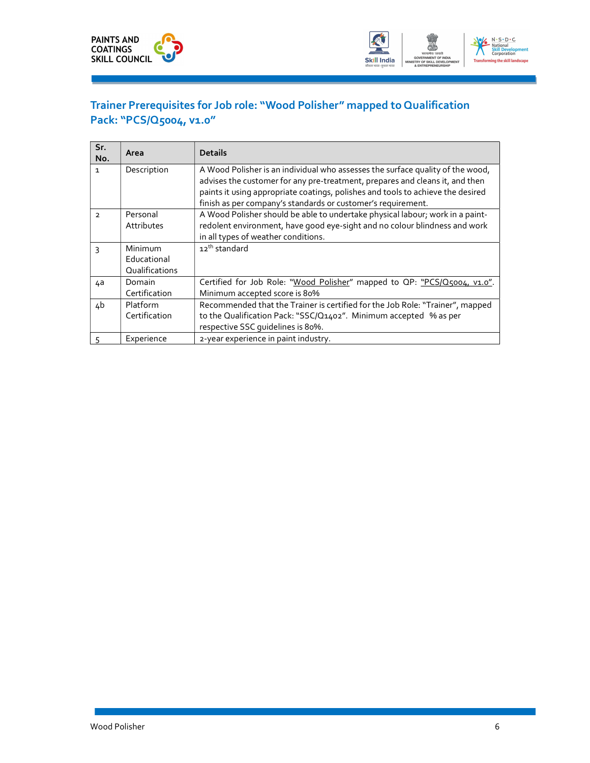## Trainer Prerequisites for Job role: "Wood Polisher" mapped to Qualification Pack: "PCS/Q5004, v1.0"

| Sr. No. | Area | Details |
|---|---|---|
| 1 | Description | A Wood Polisher is an individual who assesses the surface quality of the wood, advises the customer for any pre-treatment, prepares and cleans it, and then paints it using appropriate coatings, polishes and tools to achieve the desired finish as per company's standards or customer's requirement. |
| 2 | Personal Attributes | A Wood Polisher should be able to undertake physical labour; work in a paint-redolent environment, have good eye-sight and no colour blindness and work in all types of weather conditions. |
| 3 | Minimum Educational Qualifications | 12th standard |
| 4a | Domain Certification | Certified for Job Role: "Wood Polisher" mapped to QP: "PCS/Q5004, v1.0". Minimum accepted score is 80% |
| 4b | Platform Certification | Recommended that the Trainer is certified for the Job Role: "Trainer", mapped to the Qualification Pack: "SSC/Q1402". Minimum accepted % as per respective SSC guidelines is 80%. |
| 5 | Experience | 2-year experience in paint industry. |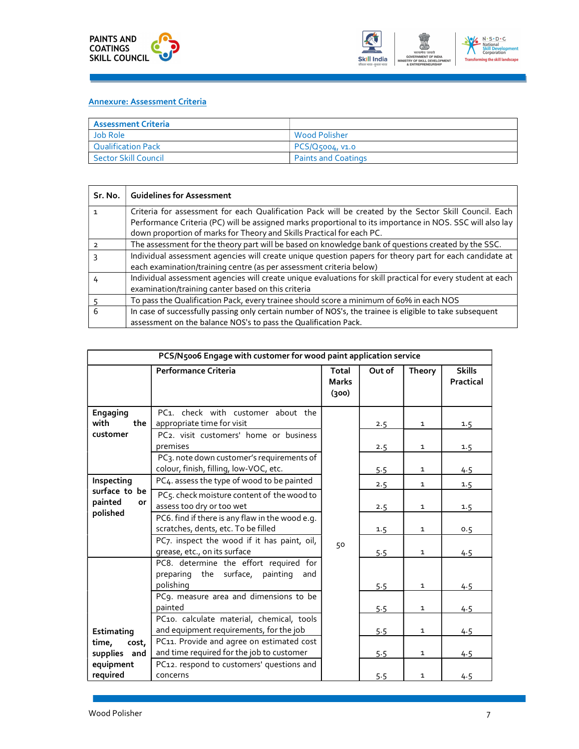## Annexure: Assessment Criteria

| Assessment Criteria | |
|---|---|
| Job Role | Wood Polisher |
| Qualification Pack | PCS/Q5004, v1.0 |
| Sector Skill Council | Paints and Coatings |

| Sr. No. | Guidelines for Assessment |
|---|---|
| 1 | Criteria for assessment for each Qualification Pack will be created by the Sector Skill Council. Each Performance Criteria (PC) will be assigned marks proportional to its importance in NOS. SSC will also lay down proportion of marks for Theory and Skills Practical for each PC. |
| 2 | The assessment for the theory part will be based on knowledge bank of questions created by the SSC. |
| 3 | Individual assessment agencies will create unique question papers for theory part for each candidate at each examination/training centre (as per assessment criteria below) |
| 4 | Individual assessment agencies will create unique evaluations for skill practical for every student at each examination/training canter based on this criteria |
| 5 | To pass the Qualification Pack, every trainee should score a minimum of 60% in each NOS |
| 6 | In case of successfully passing only certain number of NOS's, the trainee is eligible to take subsequent assessment on the balance NOS's to pass the Qualification Pack. |

| PCS/N5006 Engage with customer for wood paint application service | | | | | |
|---|---|---|---|---|---|
| | Performance Criteria | Total Marks (300) | Out of | Theory | Skills Practical |
| Engaging with the customer | PC1. check with customer about the appropriate time for visit | 50 | 2.5 | 1 | 1.5 |
| | PC2. visit customers' home or business premises | | 2.5 | 1 | 1.5 |
| | PC3. note down customer's requirements of colour, finish, filling, low-VOC, etc. | | 5.5 | 1 | 4.5 |
| Inspecting surface to be painted or polished | PC4. assess the type of wood to be painted | | 2.5 | 1 | 1.5 |
| | PC5. check moisture content of the wood to assess too dry or too wet | | 2.5 | 1 | 1.5 |
| | PC6. find if there is any flaw in the wood e.g. scratches, dents, etc. To be filled | | 1.5 | 1 | 0.5 |
| | PC7. inspect the wood if it has paint, oil, grease, etc., on its surface | | 5.5 | 1 | 4.5 |
| Estimating time, cost, supplies and equipment required | PC8. determine the effort required for preparing the surface, painting and polishing | | 5.5 | 1 | 4.5 |
| | PC9. measure area and dimensions to be painted | | 5.5 | 1 | 4.5 |
| | PC10. calculate material, chemical, tools and equipment requirements, for the job | | 5.5 | 1 | 4.5 |
| | PC11. Provide and agree on estimated cost and time required for the job to customer | | 5.5 | 1 | 4.5 |
| | PC12. respond to customers' questions and concerns | | 5.5 | 1 | 4.5 |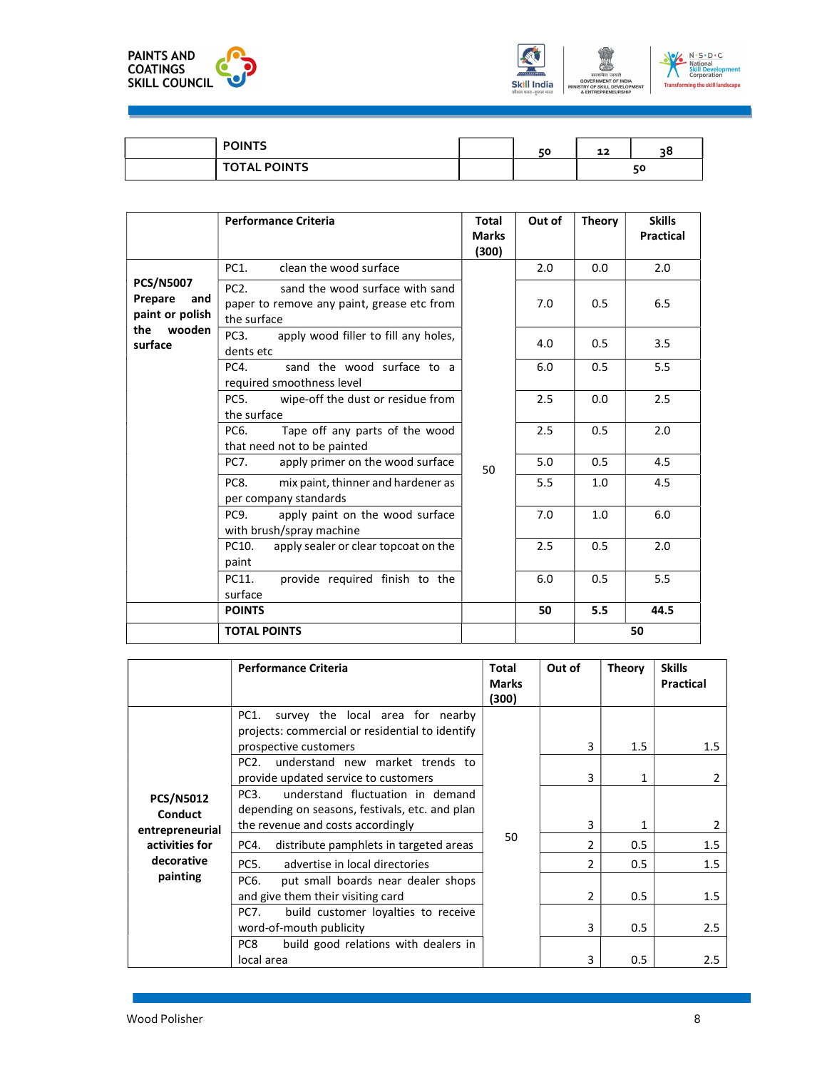|  | POINTS |  | 50 | 12 | 38 |
|---|---|---|---|---|---|
|  | TOTAL POINTS |  |  | 50 |  |

|  | Performance Criteria | Total Marks (300) | Out of | Theory | Skills Practical |
|---|---|---|---|---|---|
| **PCS/N5007 Prepare and paint or polish the wooden surface** | PC1. clean the wood surface | 50 | 2.0 | 0.0 | 2.0 |
|  | PC2. sand the wood surface with sand paper to remove any paint, grease etc from the surface |  | 7.0 | 0.5 | 6.5 |
|  | PC3. apply wood filler to fill any holes, dents etc |  | 4.0 | 0.5 | 3.5 |
|  | PC4. sand the wood surface to a required smoothness level |  | 6.0 | 0.5 | 5.5 |
|  | PC5. wipe-off the dust or residue from the surface |  | 2.5 | 0.0 | 2.5 |
|  | PC6. Tape off any parts of the wood that need not to be painted |  | 2.5 | 0.5 | 2.0 |
|  | PC7. apply primer on the wood surface |  | 5.0 | 0.5 | 4.5 |
|  | PC8. mix paint, thinner and hardener as per company standards |  | 5.5 | 1.0 | 4.5 |
|  | PC9. apply paint on the wood surface with brush/spray machine |  | 7.0 | 1.0 | 6.0 |
|  | PC10. apply sealer or clear topcoat on the paint |  | 2.5 | 0.5 | 2.0 |
|  | PC11. provide required finish to the surface |  | 6.0 | 0.5 | 5.5 |
|  | **POINTS** |  | **50** | **5.5** | **44.5** |
|  | **TOTAL POINTS** |  |  | **50** |  |

|  | Performance Criteria | Total Marks (300) | Out of | Theory | Skills Practical |
|---|---|---|---|---|---|
| **PCS/N5012 Conduct entrepreneurial activities for decorative painting** | PC1. survey the local area for nearby projects: commercial or residential to identify prospective customers | 50 | 3 | 1.5 | 1.5 |
|  | PC2. understand new market trends to provide updated service to customers |  | 3 | 1 | 2 |
|  | PC3. understand fluctuation in demand depending on seasons, festivals, etc. and plan the revenue and costs accordingly |  | 3 | 1 | 2 |
|  | PC4. distribute pamphlets in targeted areas |  | 2 | 0.5 | 1.5 |
|  | PC5. advertise in local directories |  | 2 | 0.5 | 1.5 |
|  | PC6. put small boards near dealer shops and give them their visiting card |  | 2 | 0.5 | 1.5 |
|  | PC7. build customer loyalties to receive word-of-mouth publicity |  | 3 | 0.5 | 2.5 |
|  | PC8 build good relations with dealers in local area |  | 3 | 0.5 | 2.5 |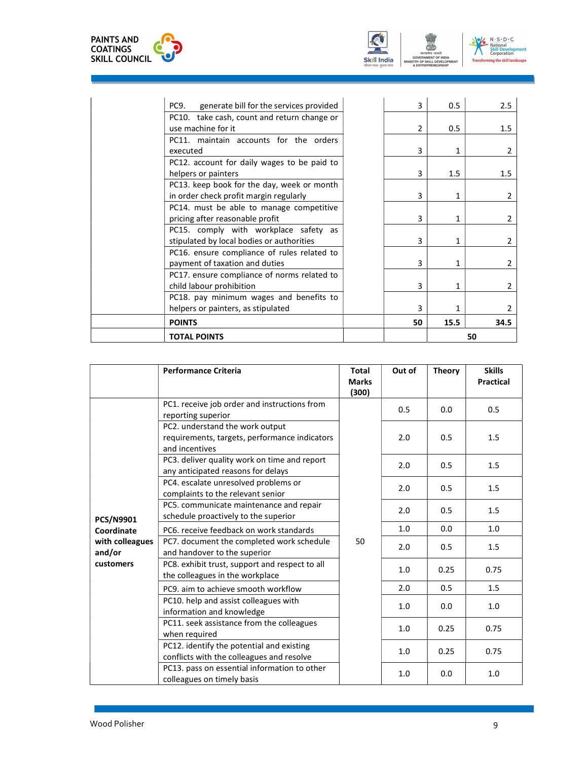| | | | | | |
|---|---|---|---|---|---|
| | PC9. generate bill for the services provided | | 3 | 0.5 | 2.5 |
| | PC10. take cash, count and return change or use machine for it | | 2 | 0.5 | 1.5 |
| | PC11. maintain accounts for the orders executed | | 3 | 1 | 2 |
| | PC12. account for daily wages to be paid to helpers or painters | | 3 | 1.5 | 1.5 |
| | PC13. keep book for the day, week or month in order check profit margin regularly | | 3 | 1 | 2 |
| | PC14. must be able to manage competitive pricing after reasonable profit | | 3 | 1 | 2 |
| | PC15. comply with workplace safety as stipulated by local bodies or authorities | | 3 | 1 | 2 |
| | PC16. ensure compliance of rules related to payment of taxation and duties | | 3 | 1 | 2 |
| | PC17. ensure compliance of norms related to child labour prohibition | | 3 | 1 | 2 |
| | PC18. pay minimum wages and benefits to helpers or painters, as stipulated | | 3 | 1 | 2 |
| | **POINTS** | | **50** | **15.5** | **34.5** |
| | **TOTAL POINTS** | | | **50** | |

| | **Performance Criteria** | **Total Marks (300)** | **Out of** | **Theory** | **Skills Practical** |
|---|---|---|---|---|---|
| **PCS/N9901 Coordinate with colleagues and/or customers** | PC1. receive job order and instructions from reporting superior | 50 | 0.5 | 0.0 | 0.5 |
| | PC2. understand the work output requirements, targets, performance indicators and incentives | | 2.0 | 0.5 | 1.5 |
| | PC3. deliver quality work on time and report any anticipated reasons for delays | | 2.0 | 0.5 | 1.5 |
| | PC4. escalate unresolved problems or complaints to the relevant senior | | 2.0 | 0.5 | 1.5 |
| | PC5. communicate maintenance and repair schedule proactively to the superior | | 2.0 | 0.5 | 1.5 |
| | PC6. receive feedback on work standards | | 1.0 | 0.0 | 1.0 |
| | PC7. document the completed work schedule and handover to the superior | | 2.0 | 0.5 | 1.5 |
| | PC8. exhibit trust, support and respect to all the colleagues in the workplace | | 1.0 | 0.25 | 0.75 |
| | PC9. aim to achieve smooth workflow | | 2.0 | 0.5 | 1.5 |
| | PC10. help and assist colleagues with information and knowledge | | 1.0 | 0.0 | 1.0 |
| | PC11. seek assistance from the colleagues when required | | 1.0 | 0.25 | 0.75 |
| | PC12. identify the potential and existing conflicts with the colleagues and resolve | | 1.0 | 0.25 | 0.75 |
| | PC13. pass on essential information to other colleagues on timely basis | | 1.0 | 0.0 | 1.0 |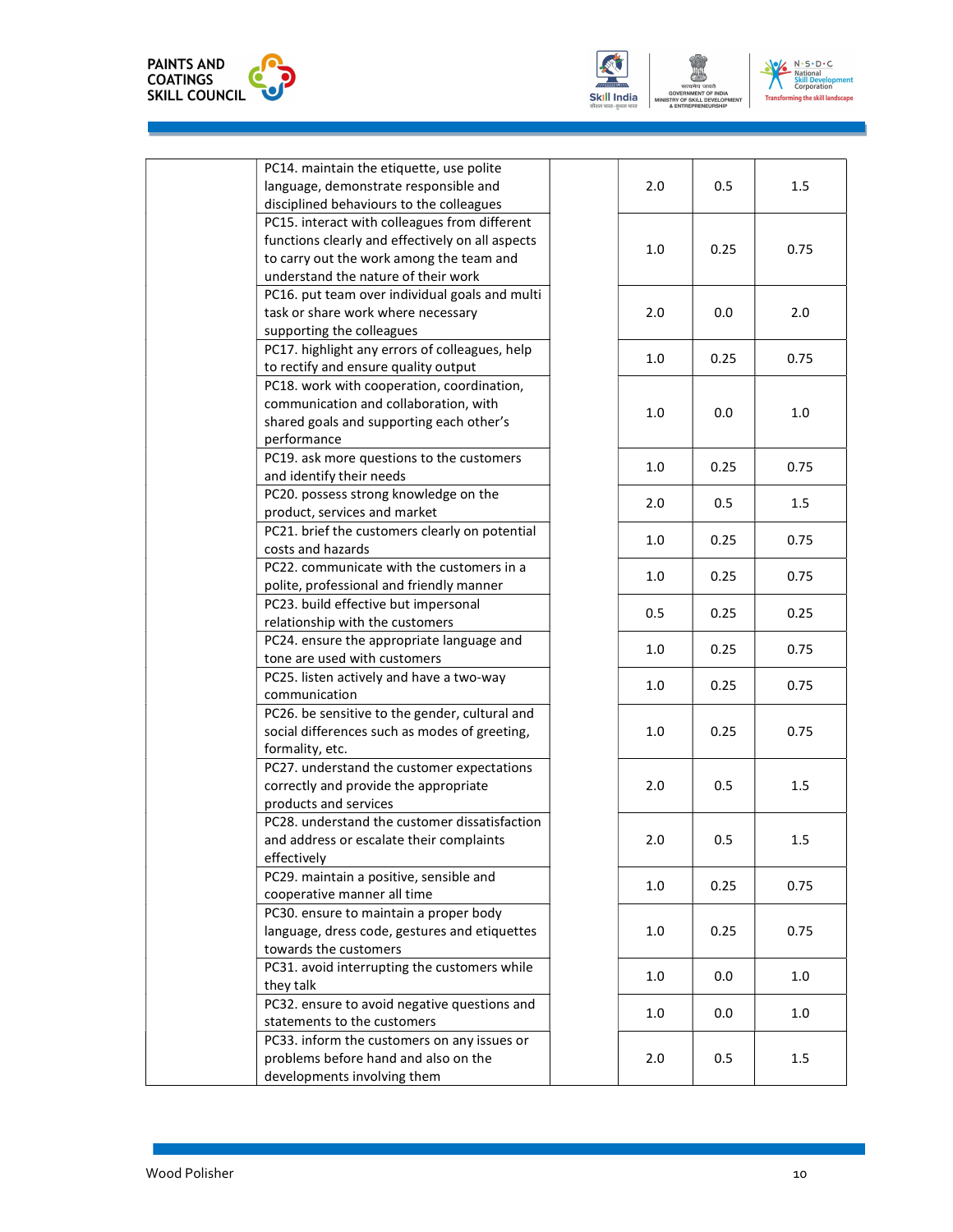| | | | | | |
|---|---|---|---|---|---|
| | PC14. maintain the etiquette, use polite language, demonstrate responsible and disciplined behaviours to the colleagues | | 2.0 | 0.5 | 1.5 |
| | PC15. interact with colleagues from different functions clearly and effectively on all aspects to carry out the work among the team and understand the nature of their work | | 1.0 | 0.25 | 0.75 |
| | PC16. put team over individual goals and multi task or share work where necessary supporting the colleagues | | 2.0 | 0.0 | 2.0 |
| | PC17. highlight any errors of colleagues, help to rectify and ensure quality output | | 1.0 | 0.25 | 0.75 |
| | PC18. work with cooperation, coordination, communication and collaboration, with shared goals and supporting each other's performance | | 1.0 | 0.0 | 1.0 |
| | PC19. ask more questions to the customers and identify their needs | | 1.0 | 0.25 | 0.75 |
| | PC20. possess strong knowledge on the product, services and market | | 2.0 | 0.5 | 1.5 |
| | PC21. brief the customers clearly on potential costs and hazards | | 1.0 | 0.25 | 0.75 |
| | PC22. communicate with the customers in a polite, professional and friendly manner | | 1.0 | 0.25 | 0.75 |
| | PC23. build effective but impersonal relationship with the customers | | 0.5 | 0.25 | 0.25 |
| | PC24. ensure the appropriate language and tone are used with customers | | 1.0 | 0.25 | 0.75 |
| | PC25. listen actively and have a two-way communication | | 1.0 | 0.25 | 0.75 |
| | PC26. be sensitive to the gender, cultural and social differences such as modes of greeting, formality, etc. | | 1.0 | 0.25 | 0.75 |
| | PC27. understand the customer expectations correctly and provide the appropriate products and services | | 2.0 | 0.5 | 1.5 |
| | PC28. understand the customer dissatisfaction and address or escalate their complaints effectively | | 2.0 | 0.5 | 1.5 |
| | PC29. maintain a positive, sensible and cooperative manner all time | | 1.0 | 0.25 | 0.75 |
| | PC30. ensure to maintain a proper body language, dress code, gestures and etiquettes towards the customers | | 1.0 | 0.25 | 0.75 |
| | PC31. avoid interrupting the customers while they talk | | 1.0 | 0.0 | 1.0 |
| | PC32. ensure to avoid negative questions and statements to the customers | | 1.0 | 0.0 | 1.0 |
| | PC33. inform the customers on any issues or problems before hand and also on the developments involving them | | 2.0 | 0.5 | 1.5 |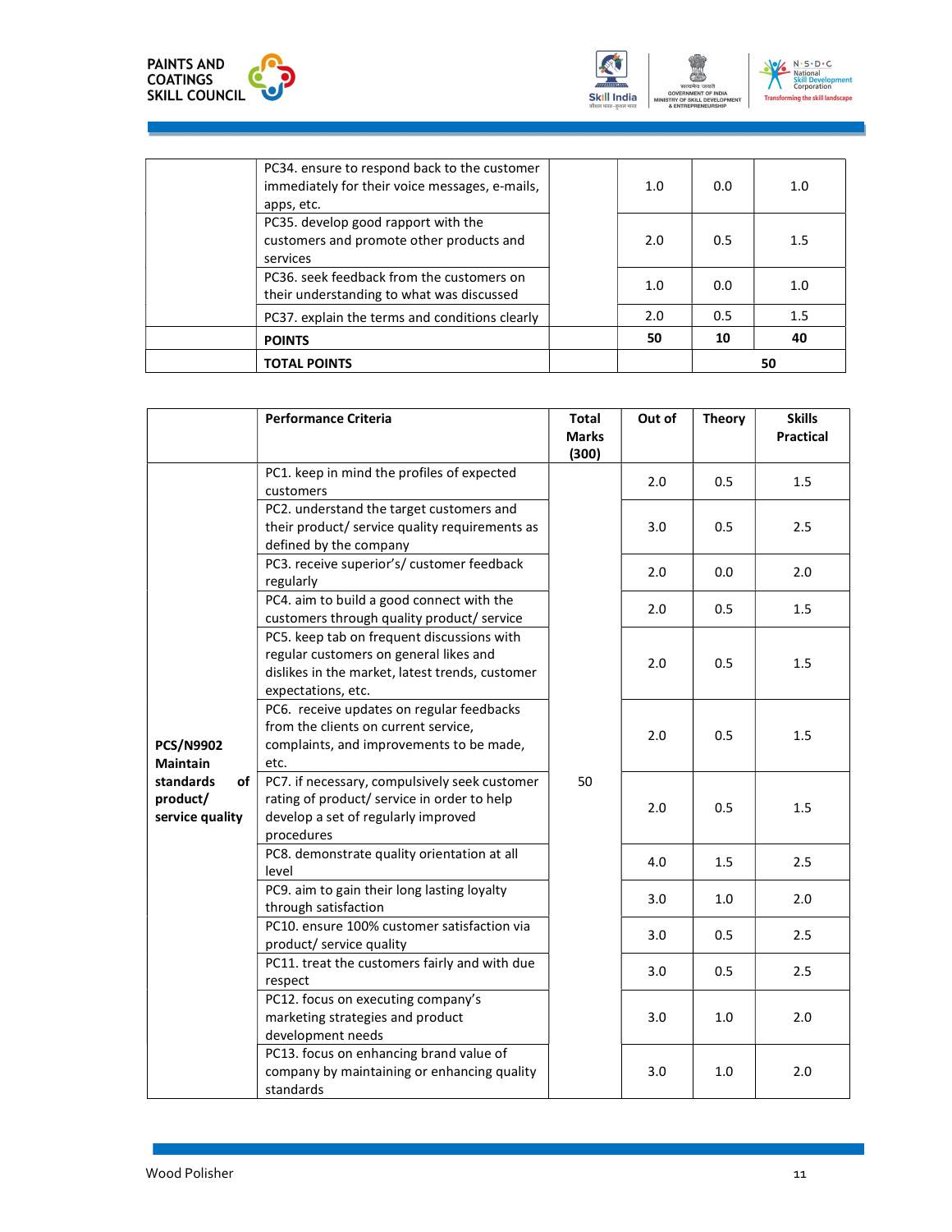| | | | | | |
|---|---|---|---|---|---|
| | PC34. ensure to respond back to the customer immediately for their voice messages, e-mails, apps, etc. | | 1.0 | 0.0 | 1.0 |
| | PC35. develop good rapport with the customers and promote other products and services | | 2.0 | 0.5 | 1.5 |
| | PC36. seek feedback from the customers on their understanding to what was discussed | | 1.0 | 0.0 | 1.0 |
| | PC37. explain the terms and conditions clearly | | 2.0 | 0.5 | 1.5 |
| | **POINTS** | | **50** | **10** | **40** |
| | **TOTAL POINTS** | | | **50** | |

| | Performance Criteria | Total Marks (300) | Out of | Theory | Skills Practical |
|---|---|---|---|---|---|
| **PCS/N9902 Maintain standards of product/ service quality** | PC1. keep in mind the profiles of expected customers | 50 | 2.0 | 0.5 | 1.5 |
| | PC2. understand the target customers and their product/ service quality requirements as defined by the company | | 3.0 | 0.5 | 2.5 |
| | PC3. receive superior's/ customer feedback regularly | | 2.0 | 0.0 | 2.0 |
| | PC4. aim to build a good connect with the customers through quality product/ service | | 2.0 | 0.5 | 1.5 |
| | PC5. keep tab on frequent discussions with regular customers on general likes and dislikes in the market, latest trends, customer expectations, etc. | | 2.0 | 0.5 | 1.5 |
| | PC6. receive updates on regular feedbacks from the clients on current service, complaints, and improvements to be made, etc. | | 2.0 | 0.5 | 1.5 |
| | PC7. if necessary, compulsively seek customer rating of product/ service in order to help develop a set of regularly improved procedures | | 2.0 | 0.5 | 1.5 |
| | PC8. demonstrate quality orientation at all level | | 4.0 | 1.5 | 2.5 |
| | PC9. aim to gain their long lasting loyalty through satisfaction | | 3.0 | 1.0 | 2.0 |
| | PC10. ensure 100% customer satisfaction via product/ service quality | | 3.0 | 0.5 | 2.5 |
| | PC11. treat the customers fairly and with due respect | | 3.0 | 0.5 | 2.5 |
| | PC12. focus on executing company's marketing strategies and product development needs | | 3.0 | 1.0 | 2.0 |
| | PC13. focus on enhancing brand value of company by maintaining or enhancing quality standards | | 3.0 | 1.0 | 2.0 |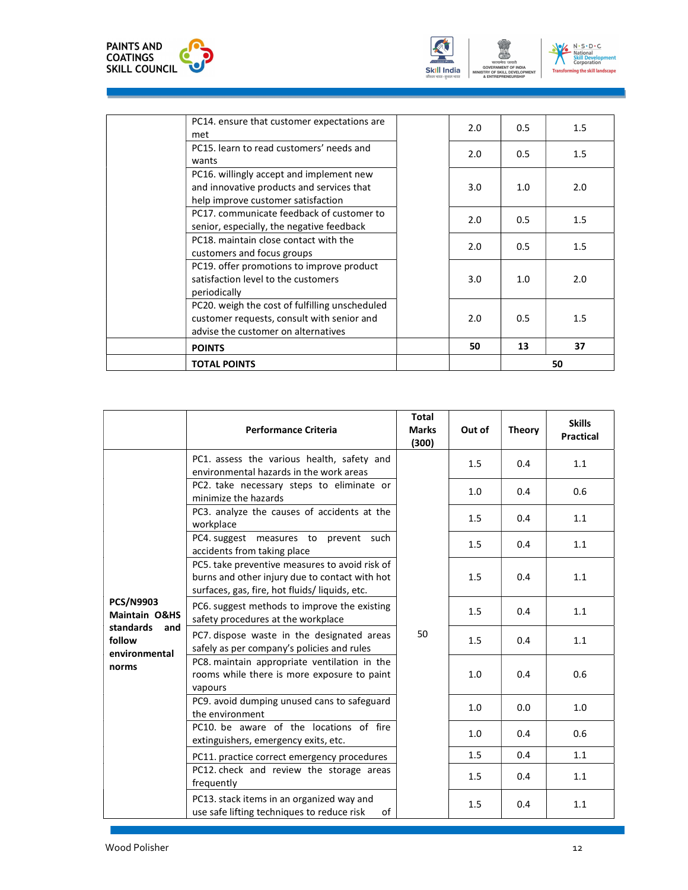| | | | | | |
|---|---|---|---|---|---|
| | PC14. ensure that customer expectations are met | | 2.0 | 0.5 | 1.5 |
| | PC15. learn to read customers' needs and wants | | 2.0 | 0.5 | 1.5 |
| | PC16. willingly accept and implement new and innovative products and services that help improve customer satisfaction | | 3.0 | 1.0 | 2.0 |
| | PC17. communicate feedback of customer to senior, especially, the negative feedback | | 2.0 | 0.5 | 1.5 |
| | PC18. maintain close contact with the customers and focus groups | | 2.0 | 0.5 | 1.5 |
| | PC19. offer promotions to improve product satisfaction level to the customers periodically | | 3.0 | 1.0 | 2.0 |
| | PC20. weigh the cost of fulfilling unscheduled customer requests, consult with senior and advise the customer on alternatives | | 2.0 | 0.5 | 1.5 |
| | **POINTS** | | **50** | **13** | **37** |
| | **TOTAL POINTS** | | | **50** | |

| | Performance Criteria | Total Marks (300) | Out of | Theory | Skills Practical |
|---|---|---|---|---|---|
| **PCS/N9903 Maintain O&HS standards and follow environmental norms** | PC1. assess the various health, safety and environmental hazards in the work areas | 50 | 1.5 | 0.4 | 1.1 |
| | PC2. take necessary steps to eliminate or minimize the hazards | | 1.0 | 0.4 | 0.6 |
| | PC3. analyze the causes of accidents at the workplace | | 1.5 | 0.4 | 1.1 |
| | PC4. suggest measures to prevent such accidents from taking place | | 1.5 | 0.4 | 1.1 |
| | PC5. take preventive measures to avoid risk of burns and other injury due to contact with hot surfaces, gas, fire, hot fluids/ liquids, etc. | | 1.5 | 0.4 | 1.1 |
| | PC6. suggest methods to improve the existing safety procedures at the workplace | | 1.5 | 0.4 | 1.1 |
| | PC7. dispose waste in the designated areas safely as per company's policies and rules | | 1.5 | 0.4 | 1.1 |
| | PC8. maintain appropriate ventilation in the rooms while there is more exposure to paint vapours | | 1.0 | 0.4 | 0.6 |
| | PC9. avoid dumping unused cans to safeguard the environment | | 1.0 | 0.0 | 1.0 |
| | PC10. be aware of the locations of fire extinguishers, emergency exits, etc. | | 1.0 | 0.4 | 0.6 |
| | PC11. practice correct emergency procedures | | 1.5 | 0.4 | 1.1 |
| | PC12. check and review the storage areas frequently | | 1.5 | 0.4 | 1.1 |
| | PC13. stack items in an organized way and use safe lifting techniques to reduce risk of | | 1.5 | 0.4 | 1.1 |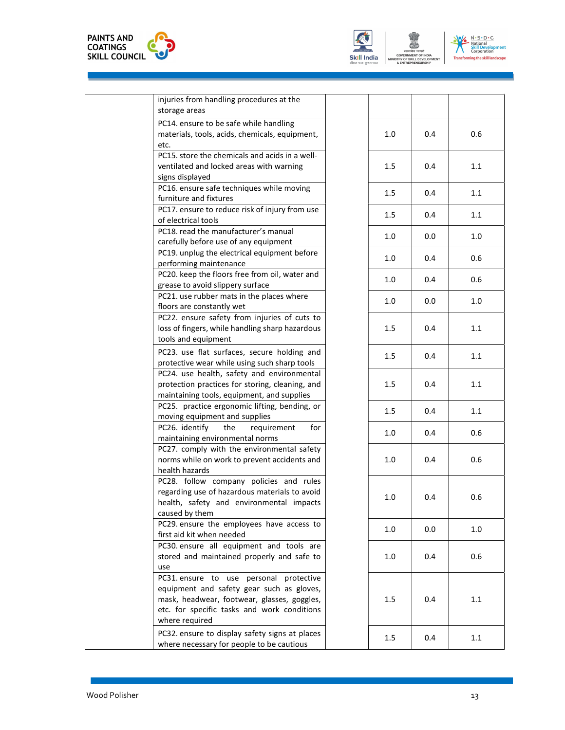| | | | | | |
|---|---|---|---|---|---|
| | injuries from handling procedures at the storage areas | | | | |
| | PC14. ensure to be safe while handling materials, tools, acids, chemicals, equipment, etc. | | 1.0 | 0.4 | 0.6 |
| | PC15. store the chemicals and acids in a well-ventilated and locked areas with warning signs displayed | | 1.5 | 0.4 | 1.1 |
| | PC16. ensure safe techniques while moving furniture and fixtures | | 1.5 | 0.4 | 1.1 |
| | PC17. ensure to reduce risk of injury from use of electrical tools | | 1.5 | 0.4 | 1.1 |
| | PC18. read the manufacturer's manual carefully before use of any equipment | | 1.0 | 0.0 | 1.0 |
| | PC19. unplug the electrical equipment before performing maintenance | | 1.0 | 0.4 | 0.6 |
| | PC20. keep the floors free from oil, water and grease to avoid slippery surface | | 1.0 | 0.4 | 0.6 |
| | PC21. use rubber mats in the places where floors are constantly wet | | 1.0 | 0.0 | 1.0 |
| | PC22. ensure safety from injuries of cuts to loss of fingers, while handling sharp hazardous tools and equipment | | 1.5 | 0.4 | 1.1 |
| | PC23. use flat surfaces, secure holding and protective wear while using such sharp tools | | 1.5 | 0.4 | 1.1 |
| | PC24. use health, safety and environmental protection practices for storing, cleaning, and maintaining tools, equipment, and supplies | | 1.5 | 0.4 | 1.1 |
| | PC25. practice ergonomic lifting, bending, or moving equipment and supplies | | 1.5 | 0.4 | 1.1 |
| | PC26. identify the requirement for maintaining environmental norms | | 1.0 | 0.4 | 0.6 |
| | PC27. comply with the environmental safety norms while on work to prevent accidents and health hazards | | 1.0 | 0.4 | 0.6 |
| | PC28. follow company policies and rules regarding use of hazardous materials to avoid health, safety and environmental impacts caused by them | | 1.0 | 0.4 | 0.6 |
| | PC29. ensure the employees have access to first aid kit when needed | | 1.0 | 0.0 | 1.0 |
| | PC30. ensure all equipment and tools are stored and maintained properly and safe to use | | 1.0 | 0.4 | 0.6 |
| | PC31. ensure to use personal protective equipment and safety gear such as gloves, mask, headwear, footwear, glasses, goggles, etc. for specific tasks and work conditions where required | | 1.5 | 0.4 | 1.1 |
| | PC32. ensure to display safety signs at places where necessary for people to be cautious | | 1.5 | 0.4 | 1.1 |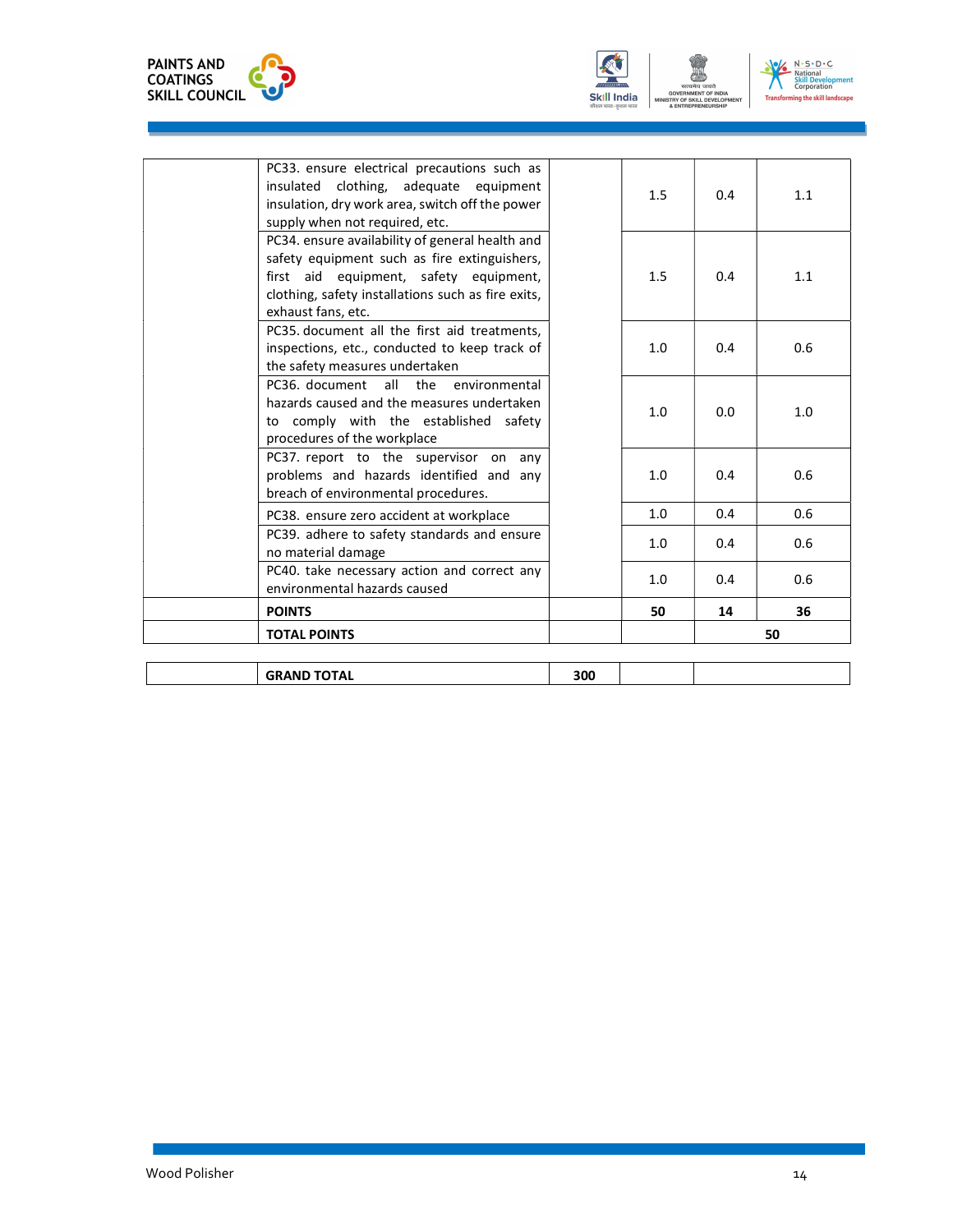| | | | | | |
|---|---|---|---|---|---|
| | PC33. ensure electrical precautions such as insulated clothing, adequate equipment insulation, dry work area, switch off the power supply when not required, etc. | | 1.5 | 0.4 | 1.1 |
| | PC34. ensure availability of general health and safety equipment such as fire extinguishers, first aid equipment, safety equipment, clothing, safety installations such as fire exits, exhaust fans, etc. | | 1.5 | 0.4 | 1.1 |
| | PC35. document all the first aid treatments, inspections, etc., conducted to keep track of the safety measures undertaken | | 1.0 | 0.4 | 0.6 |
| | PC36. document all the environmental hazards caused and the measures undertaken to comply with the established safety procedures of the workplace | | 1.0 | 0.0 | 1.0 |
| | PC37. report to the supervisor on any problems and hazards identified and any breach of environmental procedures. | | 1.0 | 0.4 | 0.6 |
| | PC38. ensure zero accident at workplace | | 1.0 | 0.4 | 0.6 |
| | PC39. adhere to safety standards and ensure no material damage | | 1.0 | 0.4 | 0.6 |
| | PC40. take necessary action and correct any environmental hazards caused | | 1.0 | 0.4 | 0.6 |
| | **POINTS** | | **50** | **14** | **36** |
| | **TOTAL POINTS** | | | **50** | |

| | | | | |
|---|---|---|---|---|
| | **GRAND TOTAL** | **300** | | |